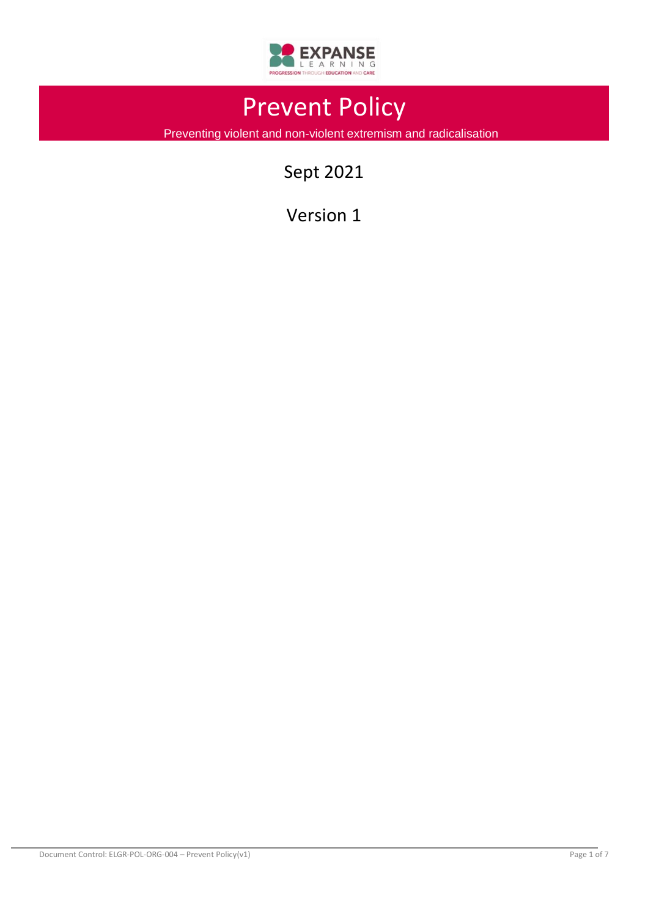# Prevent Policy

Preventing violent and non-violent extremism and radicalisation

Sept 2021

Version 1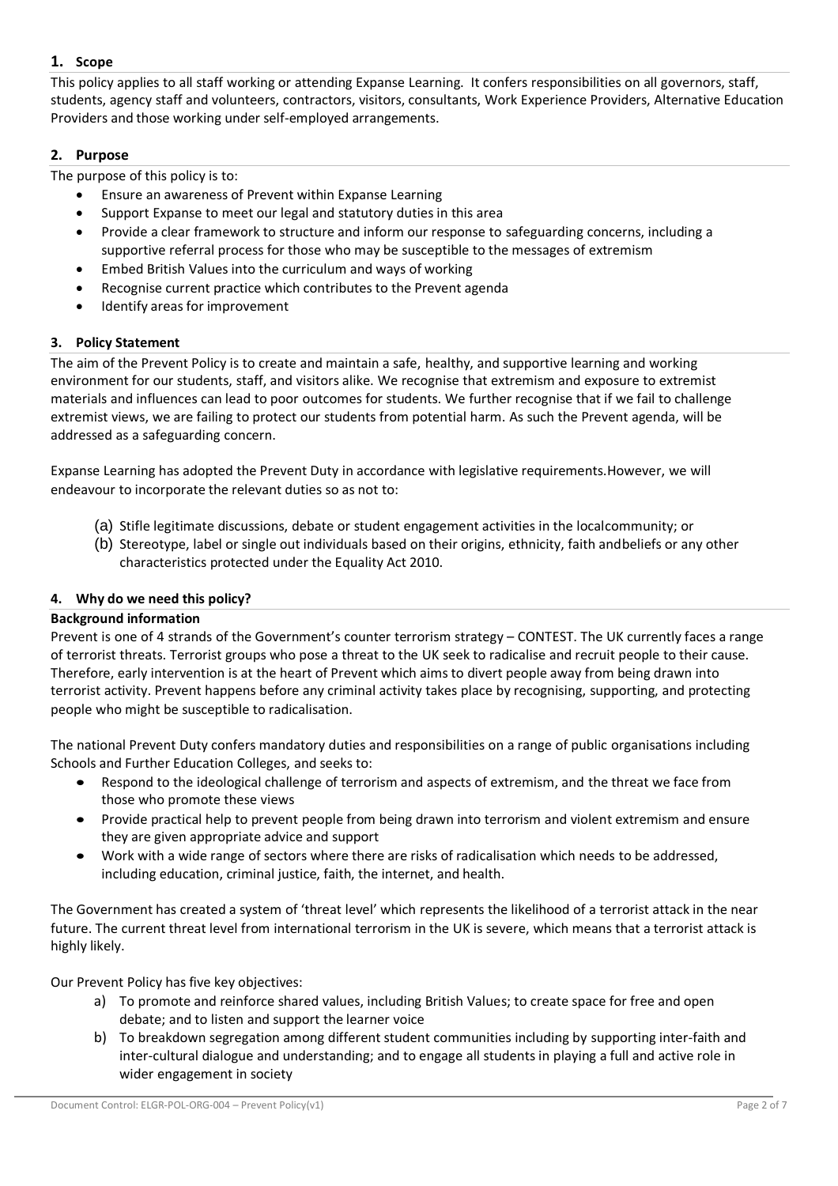## 1. Scope

This policy applies to all staff working or attending Expanse Learning. It confers responsibilities on all governors, staff, students, agency staff and volunteers, contractors, visitors, consultants, Work Experience Providers, Alternative Education Providers and those working under self-employed arrangements.

## 2. Purpose

The purpose of this policy is to:

- Ensure an awareness of Prevent within Expanse Learning
- Support Expanse to meet our legal and statutory duties in this area
- Provide a clear framework to structure and inform our response to safeguarding concerns, including a supportive referral process for those who may be susceptible to the messages of extremism
- Embed British Values into the curriculum and ways of working
- Recognise current practice which contributes to the Prevent agenda
- Identify areas for improvement

## 3. Policy Statement

The aim of the Prevent Policy is to create and maintain a safe, healthy, and supportive learning and working environment for our students, staff, and visitors alike. We recognise that extremism and exposure to extremist materials and influences can lead to poor outcomes for students. We further recognise that if we fail to challenge extremist views, we are failing to protect our students from potential harm. As such the Prevent agenda, will be addressed as a safeguarding concern.

Expanse Learning has adopted the Prevent Duty in accordance with legislative requirements.However, we will endeavour to incorporate the relevant duties so as not to:

(a) Stifle legitimate discussions, debate or student engagement activities in the localcommunity; or
(b) Stereotype, label or single out individuals based on their origins, ethnicity, faith andbeliefs or any other characteristics protected under the Equality Act 2010.

## 4. Why do we need this policy?

**Background information**

Prevent is one of 4 strands of the Government's counter terrorism strategy – CONTEST. The UK currently faces a range of terrorist threats. Terrorist groups who pose a threat to the UK seek to radicalise and recruit people to their cause. Therefore, early intervention is at the heart of Prevent which aims to divert people away from being drawn into terrorist activity. Prevent happens before any criminal activity takes place by recognising, supporting, and protecting people who might be susceptible to radicalisation.

The national Prevent Duty confers mandatory duties and responsibilities on a range of public organisations including Schools and Further Education Colleges, and seeks to:

- Respond to the ideological challenge of terrorism and aspects of extremism, and the threat we face from those who promote these views
- Provide practical help to prevent people from being drawn into terrorism and violent extremism and ensure they are given appropriate advice and support
- Work with a wide range of sectors where there are risks of radicalisation which needs to be addressed, including education, criminal justice, faith, the internet, and health.

The Government has created a system of 'threat level' which represents the likelihood of a terrorist attack in the near future. The current threat level from international terrorism in the UK is severe, which means that a terrorist attack is highly likely.

Our Prevent Policy has five key objectives:

a) To promote and reinforce shared values, including British Values; to create space for free and open debate; and to listen and support the learner voice
b) To breakdown segregation among different student communities including by supporting inter-faith and inter-cultural dialogue and understanding; and to engage all students in playing a full and active role in wider engagement in society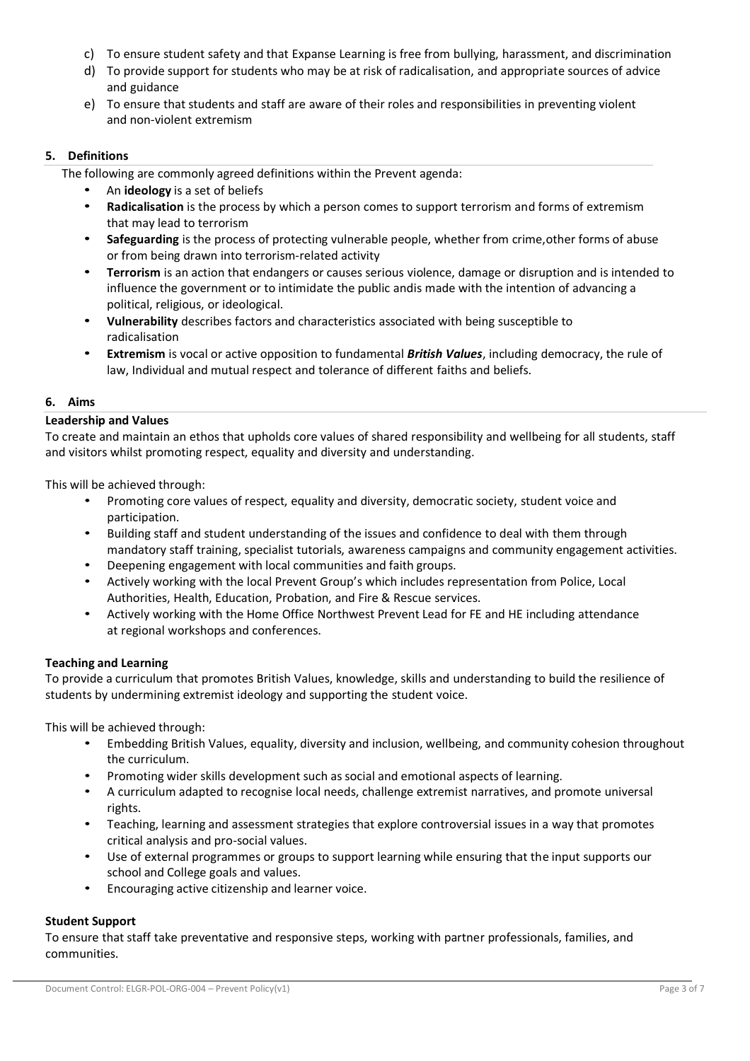c) To ensure student safety and that Expanse Learning is free from bullying, harassment, and discrimination
d) To provide support for students who may be at risk of radicalisation, and appropriate sources of advice and guidance
e) To ensure that students and staff are aware of their roles and responsibilities in preventing violent and non-violent extremism

## 5. Definitions

The following are commonly agreed definitions within the Prevent agenda:

- An **ideology** is a set of beliefs
- **Radicalisation** is the process by which a person comes to support terrorism and forms of extremism that may lead to terrorism
- **Safeguarding** is the process of protecting vulnerable people, whether from crime,other forms of abuse or from being drawn into terrorism-related activity
- **Terrorism** is an action that endangers or causes serious violence, damage or disruption and is intended to influence the government or to intimidate the public andis made with the intention of advancing a political, religious, or ideological.
- **Vulnerability** describes factors and characteristics associated with being susceptible to radicalisation
- **Extremism** is vocal or active opposition to fundamental ***British Values***, including democracy, the rule of law, Individual and mutual respect and tolerance of different faiths and beliefs.

## 6. Aims

### Leadership and Values

To create and maintain an ethos that upholds core values of shared responsibility and wellbeing for all students, staff and visitors whilst promoting respect, equality and diversity and understanding.

This will be achieved through:

- Promoting core values of respect, equality and diversity, democratic society, student voice and participation.
- Building staff and student understanding of the issues and confidence to deal with them through mandatory staff training, specialist tutorials, awareness campaigns and community engagement activities.
- Deepening engagement with local communities and faith groups.
- Actively working with the local Prevent Group's which includes representation from Police, Local Authorities, Health, Education, Probation, and Fire & Rescue services.
- Actively working with the Home Office Northwest Prevent Lead for FE and HE including attendance at regional workshops and conferences.

### Teaching and Learning

To provide a curriculum that promotes British Values, knowledge, skills and understanding to build the resilience of students by undermining extremist ideology and supporting the student voice.

This will be achieved through:

- Embedding British Values, equality, diversity and inclusion, wellbeing, and community cohesion throughout the curriculum.
- Promoting wider skills development such as social and emotional aspects of learning.
- A curriculum adapted to recognise local needs, challenge extremist narratives, and promote universal rights.
- Teaching, learning and assessment strategies that explore controversial issues in a way that promotes critical analysis and pro-social values.
- Use of external programmes or groups to support learning while ensuring that the input supports our school and College goals and values.
- Encouraging active citizenship and learner voice.

### Student Support

To ensure that staff take preventative and responsive steps, working with partner professionals, families, and communities.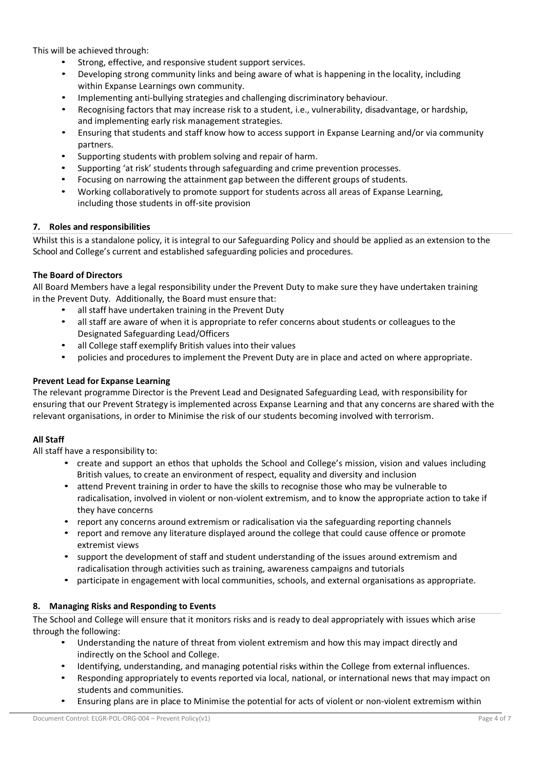This will be achieved through:

- Strong, effective, and responsive student support services.
- Developing strong community links and being aware of what is happening in the locality, including within Expanse Learnings own community.
- Implementing anti-bullying strategies and challenging discriminatory behaviour.
- Recognising factors that may increase risk to a student, i.e., vulnerability, disadvantage, or hardship, and implementing early risk management strategies.
- Ensuring that students and staff know how to access support in Expanse Learning and/or via community partners.
- Supporting students with problem solving and repair of harm.
- Supporting 'at risk' students through safeguarding and crime prevention processes.
- Focusing on narrowing the attainment gap between the different groups of students.
- Working collaboratively to promote support for students across all areas of Expanse Learning, including those students in off-site provision

## 7. Roles and responsibilities

Whilst this is a standalone policy, it is integral to our Safeguarding Policy and should be applied as an extension to the School and College's current and established safeguarding policies and procedures.

**The Board of Directors**

All Board Members have a legal responsibility under the Prevent Duty to make sure they have undertaken training in the Prevent Duty. Additionally, the Board must ensure that:

- all staff have undertaken training in the Prevent Duty
- all staff are aware of when it is appropriate to refer concerns about students or colleagues to the Designated Safeguarding Lead/Officers
- all College staff exemplify British values into their values
- policies and procedures to implement the Prevent Duty are in place and acted on where appropriate.

**Prevent Lead for Expanse Learning**

The relevant programme Director is the Prevent Lead and Designated Safeguarding Lead, with responsibility for ensuring that our Prevent Strategy is implemented across Expanse Learning and that any concerns are shared with the relevant organisations, in order to Minimise the risk of our students becoming involved with terrorism.

**All Staff**

All staff have a responsibility to:

- create and support an ethos that upholds the School and College's mission, vision and values including British values, to create an environment of respect, equality and diversity and inclusion
- attend Prevent training in order to have the skills to recognise those who may be vulnerable to radicalisation, involved in violent or non-violent extremism, and to know the appropriate action to take if they have concerns
- report any concerns around extremism or radicalisation via the safeguarding reporting channels
- report and remove any literature displayed around the college that could cause offence or promote extremist views
- support the development of staff and student understanding of the issues around extremism and radicalisation through activities such as training, awareness campaigns and tutorials
- participate in engagement with local communities, schools, and external organisations as appropriate.

## 8. Managing Risks and Responding to Events

The School and College will ensure that it monitors risks and is ready to deal appropriately with issues which arise through the following:

- Understanding the nature of threat from violent extremism and how this may impact directly and indirectly on the School and College.
- Identifying, understanding, and managing potential risks within the College from external influences.
- Responding appropriately to events reported via local, national, or international news that may impact on students and communities.
- Ensuring plans are in place to Minimise the potential for acts of violent or non-violent extremism within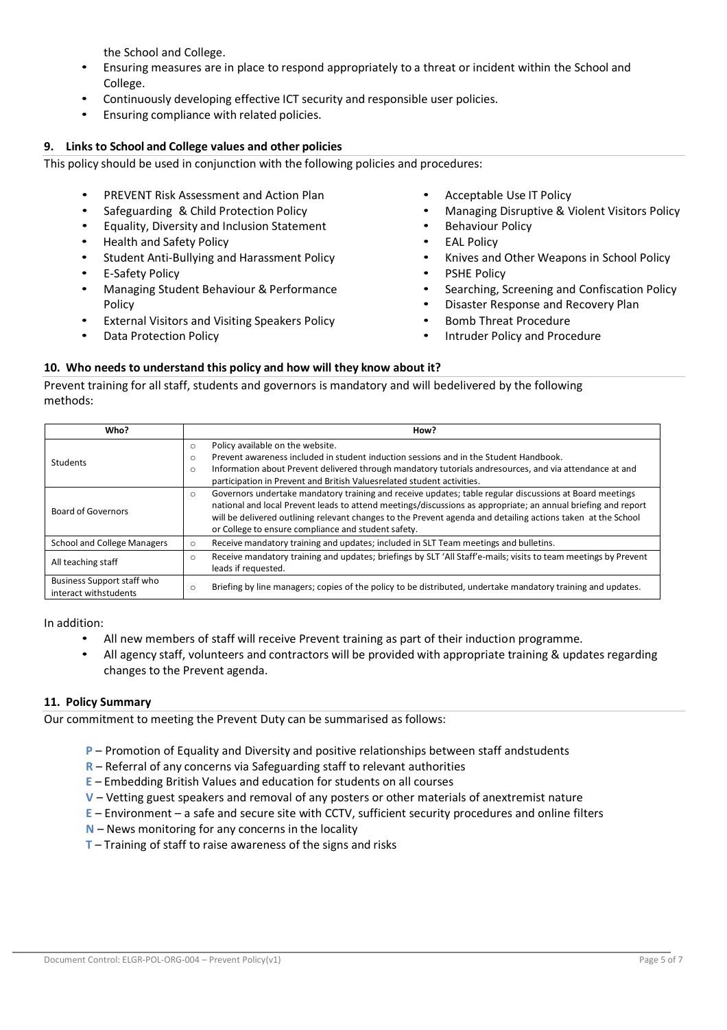the School and College.

- Ensuring measures are in place to respond appropriately to a threat or incident within the School and College.
- Continuously developing effective ICT security and responsible user policies.
- Ensuring compliance with related policies.

### 9. Links to School and College values and other policies

This policy should be used in conjunction with the following policies and procedures:

- PREVENT Risk Assessment and Action Plan
- Safeguarding & Child Protection Policy
- Equality, Diversity and Inclusion Statement
- Health and Safety Policy
- Student Anti-Bullying and Harassment Policy
- E-Safety Policy
- Managing Student Behaviour & Performance Policy
- External Visitors and Visiting Speakers Policy
- Data Protection Policy
- Acceptable Use IT Policy
- Managing Disruptive & Violent Visitors Policy
- Behaviour Policy
- EAL Policy
- Knives and Other Weapons in School Policy
- PSHE Policy
- Searching, Screening and Confiscation Policy
- Disaster Response and Recovery Plan
- Bomb Threat Procedure
- Intruder Policy and Procedure

### 10. Who needs to understand this policy and how will they know about it?

Prevent training for all staff, students and governors is mandatory and will bedelivered by the following methods:

| Who? | How? |
|---|---|
| Students | ○ Policy available on the website.<br>○ Prevent awareness included in student induction sessions and in the Student Handbook.<br>○ Information about Prevent delivered through mandatory tutorials andresources, and via attendance at and participation in Prevent and British Valuesrelated student activities. |
| Board of Governors | ○ Governors undertake mandatory training and receive updates; table regular discussions at Board meetings national and local Prevent leads to attend meetings/discussions as appropriate; an annual briefing and report will be delivered outlining relevant changes to the Prevent agenda and detailing actions taken at the School or College to ensure compliance and student safety. |
| School and College Managers | ○ Receive mandatory training and updates; included in SLT Team meetings and bulletins. |
| All teaching staff | ○ Receive mandatory training and updates; briefings by SLT 'All Staff'e-mails; visits to team meetings by Prevent leads if requested. |
| Business Support staff who interact withstudents | ○ Briefing by line managers; copies of the policy to be distributed, undertake mandatory training and updates. |

In addition:

- All new members of staff will receive Prevent training as part of their induction programme.
- All agency staff, volunteers and contractors will be provided with appropriate training & updates regarding changes to the Prevent agenda.

### 11. Policy Summary

Our commitment to meeting the Prevent Duty can be summarised as follows:

**P** – Promotion of Equality and Diversity and positive relationships between staff andstudents
**R** – Referral of any concerns via Safeguarding staff to relevant authorities
**E** – Embedding British Values and education for students on all courses
**V** – Vetting guest speakers and removal of any posters or other materials of anextremist nature
**E** – Environment – a safe and secure site with CCTV, sufficient security procedures and online filters
**N** – News monitoring for any concerns in the locality
**T** – Training of staff to raise awareness of the signs and risks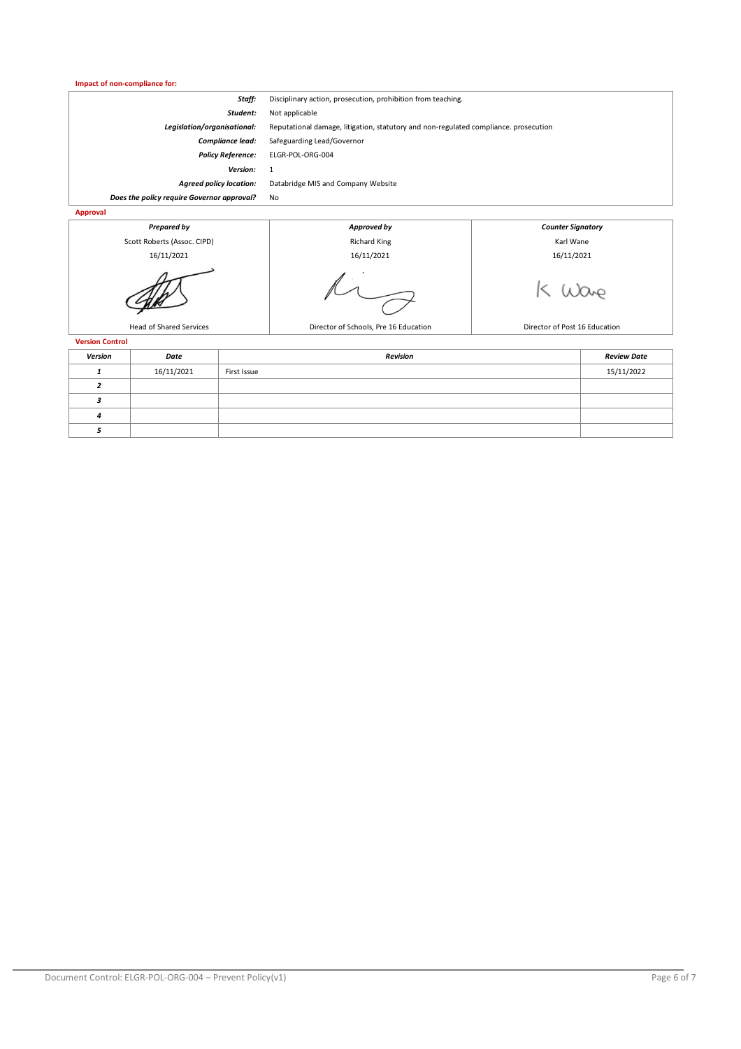**Impact of non-compliance for:**

| | |
|---|---|
| ***Staff:*** | Disciplinary action, prosecution, prohibition from teaching. |
| ***Student:*** | Not applicable |
| ***Legislation/organisational:*** | Reputational damage, litigation, statutory and non-regulated compliance. prosecution |
| ***Compliance lead:*** | Safeguarding Lead/Governor |
| ***Policy Reference:*** | ELGR-POL-ORG-004 |
| ***Version:*** | 1 |
| ***Agreed policy location:*** | Databridge MIS and Company Website |
| ***Does the policy require Governor approval?*** | No |

**Approval**

| *Prepared by* | *Approved by* | *Counter Signatory* |
|---|---|---|
| Scott Roberts (Assoc. CIPD) | Richard King | Karl Wane |
| 16/11/2021 | 16/11/2021 | 16/11/2021 |
| | | K Wane |
| Head of Shared Services | Director of Schools, Pre 16 Education | Director of Post 16 Education |

**Version Control**

| *Version* | *Date* | *Revision* | *Review Date* |
|---|---|---|---|
| *1* | 16/11/2021 | First Issue | 15/11/2022 |
| *2* | | | |
| *3* | | | |
| *4* | | | |
| *5* | | | |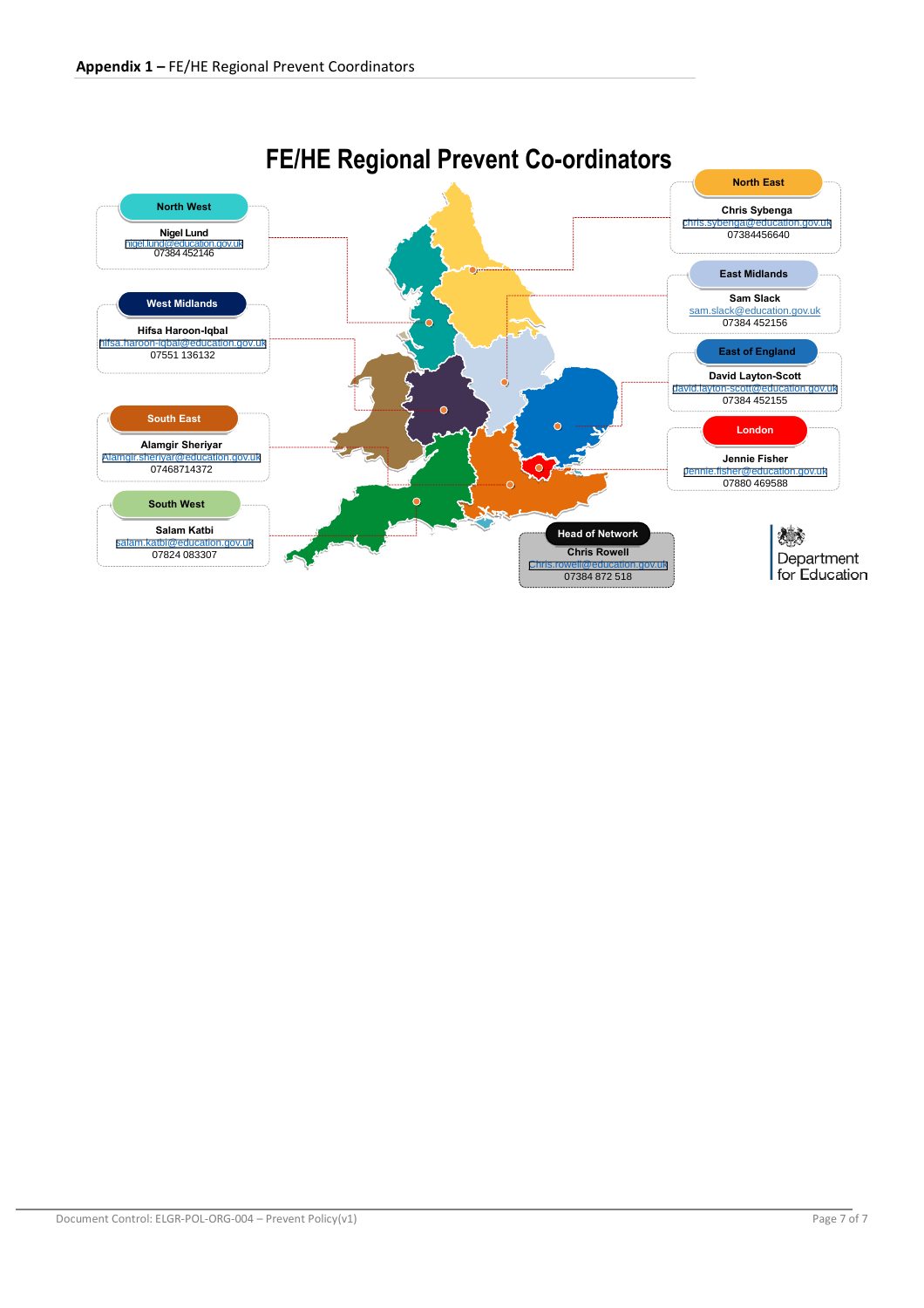**Appendix 1 –** FE/HE Regional Prevent Coordinators

# FE/HE Regional Prevent Co-ordinators

**North West**
Nigel Lund
nigel.lund@education.gov.uk
07384 452146

**West Midlands**
Hifsa Haroon-Iqbal
hifsa.haroon-iqbal@education.gov.uk
07551 136132

**South East**
Alamgir Sheriyar
Alamgir.sheriyar@education.gov.uk
07468714372

**South West**
Salam Katbi
salam.katbi@education.gov.uk
07824 083307

**North East**
Chris Sybenga
chris.sybenga@education.gov.uk
07384456640

**East Midlands**
Sam Slack
sam.slack@education.gov.uk
07384 452156

**East of England**
David Layton-Scott
david.layton-scott@education.gov.uk
07384 452155

**London**
Jennie Fisher
jennie.fisher@education.gov.uk
07880 469588

**Head of Network**
Chris Rowell
Chris.rowell@education.gov.uk
07384 872 518

Department for Education